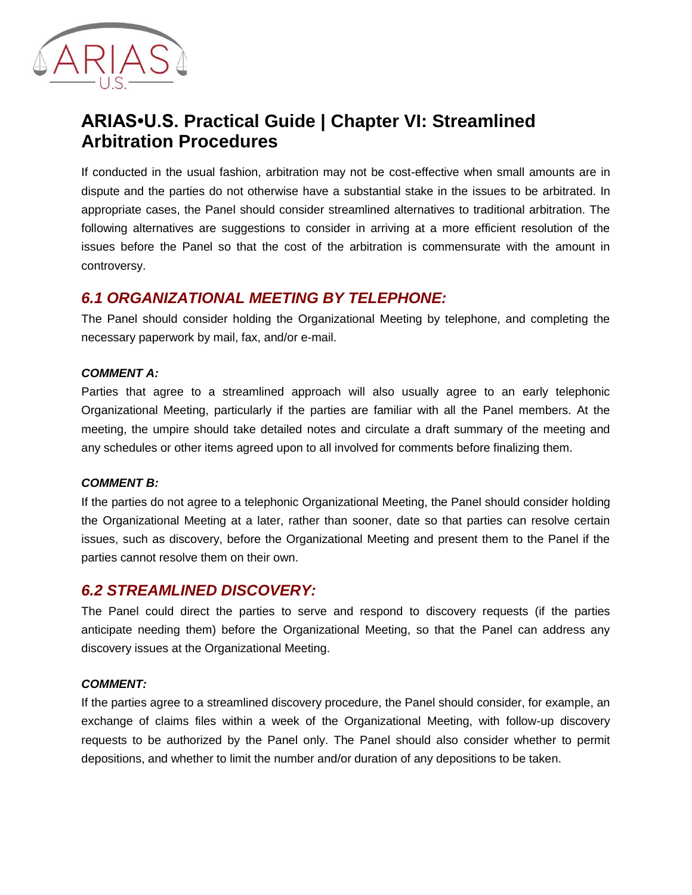# ARIAS•U.S. Practical Guide | Chapter VI: Streamlined Arbitration Procedures

If conducted in the usual fashion, arbitration may not be cost-effective when small amounts are in dispute and the parties do not otherwise have a substantial stake in the issues to be arbitrated. In appropriate cases, the Panel should consider streamlined alternatives to traditional arbitration. The following alternatives are suggestions to consider in arriving at a more efficient resolution of the issues before the Panel so that the cost of the arbitration is commensurate with the amount in controversy.

## *6.1 ORGANIZATIONAL MEETING BY TELEPHONE:*

The Panel should consider holding the Organizational Meeting by telephone, and completing the necessary paperwork by mail, fax, and/or e-mail.

#### *COMMENT A:*

Parties that agree to a streamlined approach will also usually agree to an early telephonic Organizational Meeting, particularly if the parties are familiar with all the Panel members. At the meeting, the umpire should take detailed notes and circulate a draft summary of the meeting and any schedules or other items agreed upon to all involved for comments before finalizing them.

#### *COMMENT B:*

If the parties do not agree to a telephonic Organizational Meeting, the Panel should consider holding the Organizational Meeting at a later, rather than sooner, date so that parties can resolve certain issues, such as discovery, before the Organizational Meeting and present them to the Panel if the parties cannot resolve them on their own.

## *6.2 STREAMLINED DISCOVERY:*

The Panel could direct the parties to serve and respond to discovery requests (if the parties anticipate needing them) before the Organizational Meeting, so that the Panel can address any discovery issues at the Organizational Meeting.

#### *COMMENT:*

If the parties agree to a streamlined discovery procedure, the Panel should consider, for example, an exchange of claims files within a week of the Organizational Meeting, with follow-up discovery requests to be authorized by the Panel only. The Panel should also consider whether to permit depositions, and whether to limit the number and/or duration of any depositions to be taken.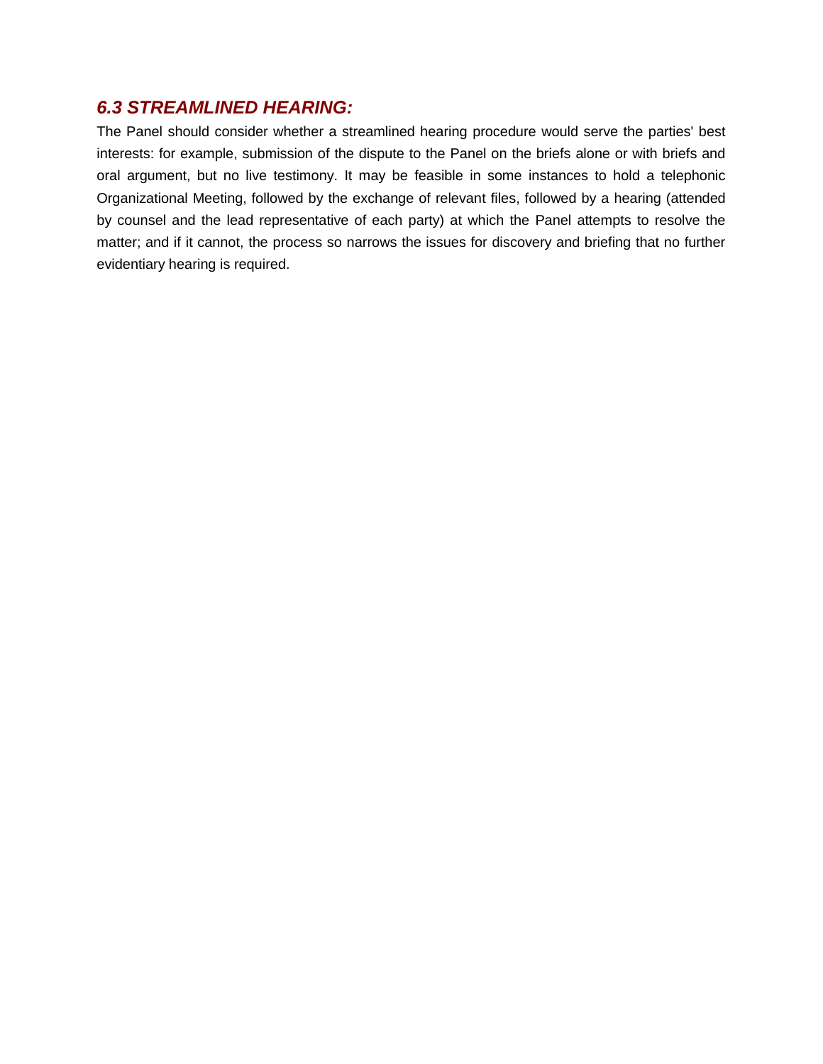### *6.3 STREAMLINED HEARING:*

The Panel should consider whether a streamlined hearing procedure would serve the parties' best interests: for example, submission of the dispute to the Panel on the briefs alone or with briefs and oral argument, but no live testimony. It may be feasible in some instances to hold a telephonic Organizational Meeting, followed by the exchange of relevant files, followed by a hearing (attended by counsel and the lead representative of each party) at which the Panel attempts to resolve the matter; and if it cannot, the process so narrows the issues for discovery and briefing that no further evidentiary hearing is required.